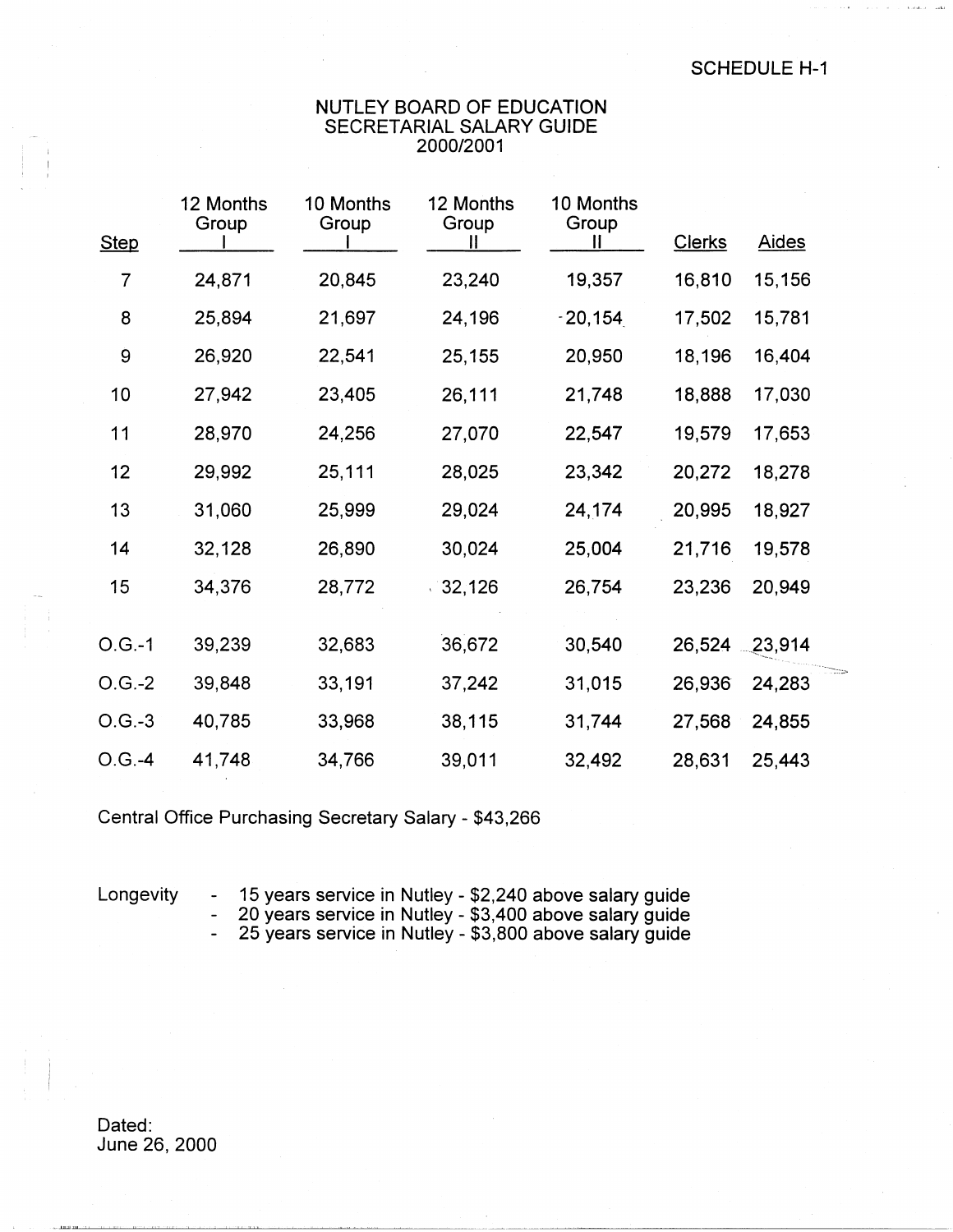SCHEDULE H-1

# NUTLEY BOARD OF EDUCATION
## SECRETARIAL SALARY GUIDE
## 2000/2001

| Step | 12 Months Group I | 10 Months Group I | 12 Months Group II | 10 Months Group II | Clerks | Aides |
|---|---|---|---|---|---|---|
| 7 | 24,871 | 20,845 | 23,240 | 19,357 | 16,810 | 15,156 |
| 8 | 25,894 | 21,697 | 24,196 | 20,154 | 17,502 | 15,781 |
| 9 | 26,920 | 22,541 | 25,155 | 20,950 | 18,196 | 16,404 |
| 10 | 27,942 | 23,405 | 26,111 | 21,748 | 18,888 | 17,030 |
| 11 | 28,970 | 24,256 | 27,070 | 22,547 | 19,579 | 17,653 |
| 12 | 29,992 | 25,111 | 28,025 | 23,342 | 20,272 | 18,278 |
| 13 | 31,060 | 25,999 | 29,024 | 24,174 | 20,995 | 18,927 |
| 14 | 32,128 | 26,890 | 30,024 | 25,004 | 21,716 | 19,578 |
| 15 | 34,376 | 28,772 | 32,126 | 26,754 | 23,236 | 20,949 |
| O.G.-1 | 39,239 | 32,683 | 36,672 | 30,540 | 26,524 | 23,914 |
| O.G.-2 | 39,848 | 33,191 | 37,242 | 31,015 | 26,936 | 24,283 |
| O.G.-3 | 40,785 | 33,968 | 38,115 | 31,744 | 27,568 | 24,855 |
| O.G.-4 | 41,748 | 34,766 | 39,011 | 32,492 | 28,631 | 25,443 |

Central Office Purchasing Secretary Salary - $43,266

Longevity
- 15 years service in Nutley - $2,240 above salary guide
- 20 years service in Nutley - $3,400 above salary guide
- 25 years service in Nutley - $3,800 above salary guide

Dated:
June 26, 2000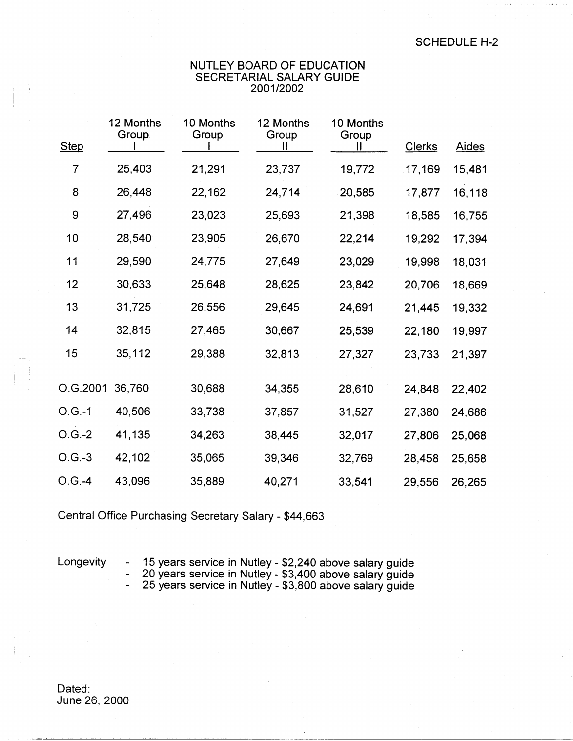SCHEDULE H-2

# NUTLEY BOARD OF EDUCATION
## SECRETARIAL SALARY GUIDE
## 2001/2002

| Step | 12 Months Group I | 10 Months Group I | 12 Months Group II | 10 Months Group II | Clerks | Aides |
|---|---|---|---|---|---|---|
| 7 | 25,403 | 21,291 | 23,737 | 19,772 | 17,169 | 15,481 |
| 8 | 26,448 | 22,162 | 24,714 | 20,585 | 17,877 | 16,118 |
| 9 | 27,496 | 23,023 | 25,693 | 21,398 | 18,585 | 16,755 |
| 10 | 28,540 | 23,905 | 26,670 | 22,214 | 19,292 | 17,394 |
| 11 | 29,590 | 24,775 | 27,649 | 23,029 | 19,998 | 18,031 |
| 12 | 30,633 | 25,648 | 28,625 | 23,842 | 20,706 | 18,669 |
| 13 | 31,725 | 26,556 | 29,645 | 24,691 | 21,445 | 19,332 |
| 14 | 32,815 | 27,465 | 30,667 | 25,539 | 22,180 | 19,997 |
| 15 | 35,112 | 29,388 | 32,813 | 27,327 | 23,733 | 21,397 |
| O.G.2001 | 36,760 | 30,688 | 34,355 | 28,610 | 24,848 | 22,402 |
| O.G.-1 | 40,506 | 33,738 | 37,857 | 31,527 | 27,380 | 24,686 |
| O.G.-2 | 41,135 | 34,263 | 38,445 | 32,017 | 27,806 | 25,068 |
| O.G.-3 | 42,102 | 35,065 | 39,346 | 32,769 | 28,458 | 25,658 |
| O.G.-4 | 43,096 | 35,889 | 40,271 | 33,541 | 29,556 | 26,265 |

Central Office Purchasing Secretary Salary - $44,663

Longevity
- 15 years service in Nutley - $2,240 above salary guide
- 20 years service in Nutley - $3,400 above salary guide
- 25 years service in Nutley - $3,800 above salary guide

Dated:
June 26, 2000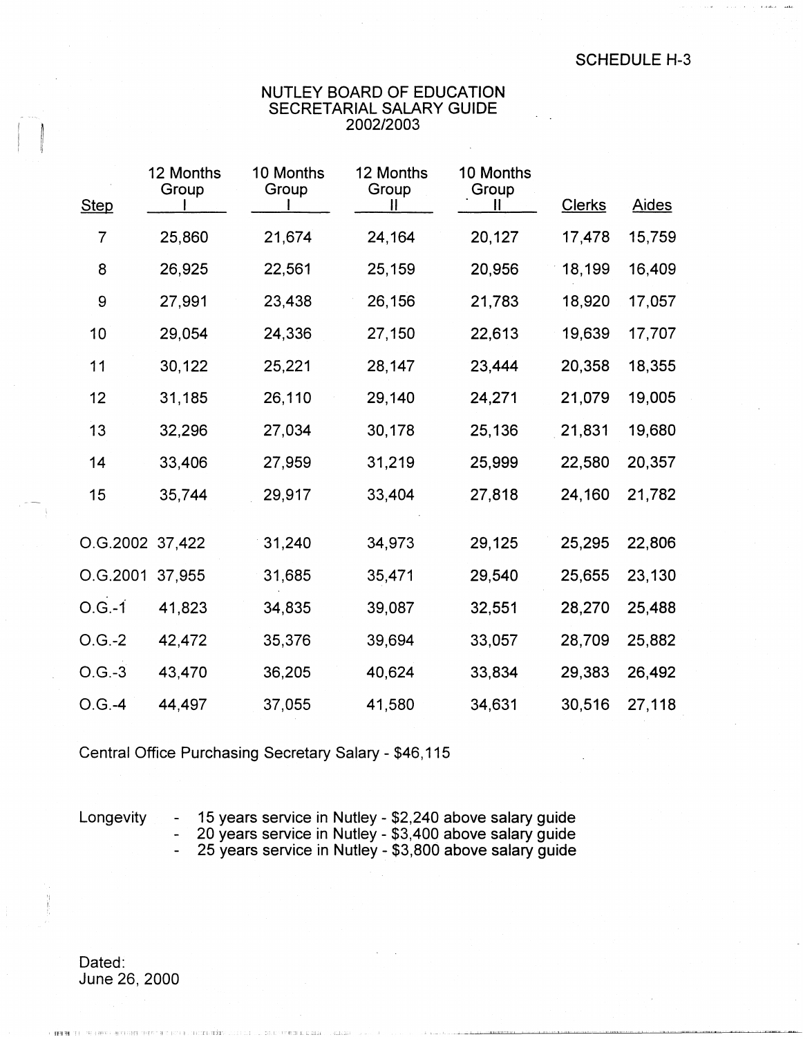SCHEDULE H-3

# NUTLEY BOARD OF EDUCATION
## SECRETARIAL SALARY GUIDE
## 2002/2003

| Step | 12 Months Group I | 10 Months Group I | 12 Months Group II | 10 Months Group II | Clerks | Aides |
|---|---|---|---|---|---|---|
| 7 | 25,860 | 21,674 | 24,164 | 20,127 | 17,478 | 15,759 |
| 8 | 26,925 | 22,561 | 25,159 | 20,956 | 18,199 | 16,409 |
| 9 | 27,991 | 23,438 | 26,156 | 21,783 | 18,920 | 17,057 |
| 10 | 29,054 | 24,336 | 27,150 | 22,613 | 19,639 | 17,707 |
| 11 | 30,122 | 25,221 | 28,147 | 23,444 | 20,358 | 18,355 |
| 12 | 31,185 | 26,110 | 29,140 | 24,271 | 21,079 | 19,005 |
| 13 | 32,296 | 27,034 | 30,178 | 25,136 | 21,831 | 19,680 |
| 14 | 33,406 | 27,959 | 31,219 | 25,999 | 22,580 | 20,357 |
| 15 | 35,744 | 29,917 | 33,404 | 27,818 | 24,160 | 21,782 |
| O.G.2002 | 37,422 | 31,240 | 34,973 | 29,125 | 25,295 | 22,806 |
| O.G.2001 | 37,955 | 31,685 | 35,471 | 29,540 | 25,655 | 23,130 |
| O.G.-1 | 41,823 | 34,835 | 39,087 | 32,551 | 28,270 | 25,488 |
| O.G.-2 | 42,472 | 35,376 | 39,694 | 33,057 | 28,709 | 25,882 |
| O.G.-3 | 43,470 | 36,205 | 40,624 | 33,834 | 29,383 | 26,492 |
| O.G.-4 | 44,497 | 37,055 | 41,580 | 34,631 | 30,516 | 27,118 |

Central Office Purchasing Secretary Salary - $46,115

Longevity
- 15 years service in Nutley - $2,240 above salary guide
- 20 years service in Nutley - $3,400 above salary guide
- 25 years service in Nutley - $3,800 above salary guide

Dated:
June 26, 2000